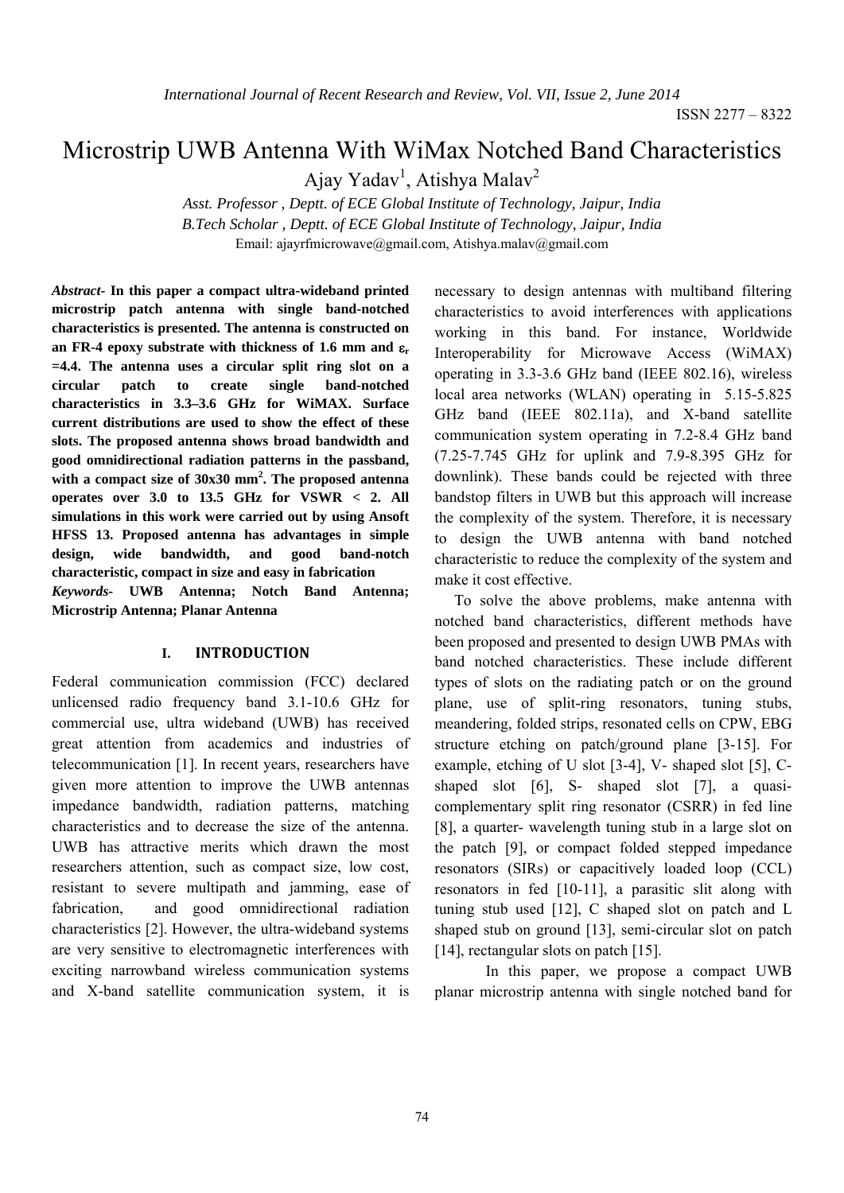# Microstrip UWB Antenna With WiMax Notched Band Characteristics

Ajay Yadav[1], Atishya Malav[2]

*Asst. Professor , Deptt. of ECE Global Institute of Technology, Jaipur, India*
*B.Tech Scholar , Deptt. of ECE Global Institute of Technology, Jaipur, India*
Email: ajayrfmicrowave@gmail.com, Atishya.malav@gmail.com

***Abstract-*** **In this paper a compact ultra-wideband printed microstrip patch antenna with single band-notched characteristics is presented. The antenna is constructed on an FR-4 epoxy substrate with thickness of 1.6 mm and $\varepsilon_r$ =4.4. The antenna uses a circular split ring slot on a circular patch to create single band-notched characteristics in 3.3–3.6 GHz for WiMAX. Surface current distributions are used to show the effect of these slots. The proposed antenna shows broad bandwidth and good omnidirectional radiation patterns in the passband, with a compact size of 30x30 mm$^2$. The proposed antenna operates over 3.0 to 13.5 GHz for VSWR < 2. All simulations in this work were carried out by using Ansoft HFSS 13. Proposed antenna has advantages in simple design, wide bandwidth, and good band-notch characteristic, compact in size and easy in fabrication**

***Keywords-*** **UWB Antenna; Notch Band Antenna; Microstrip Antenna; Planar Antenna**

## I. INTRODUCTION

Federal communication commission (FCC) declared unlicensed radio frequency band 3.1-10.6 GHz for commercial use, ultra wideband (UWB) has received great attention from academics and industries of telecommunication [1]. In recent years, researchers have given more attention to improve the UWB antennas impedance bandwidth, radiation patterns, matching characteristics and to decrease the size of the antenna. UWB has attractive merits which drawn the most researchers attention, such as compact size, low cost, resistant to severe multipath and jamming, ease of fabrication, and good omnidirectional radiation characteristics [2]. However, the ultra-wideband systems are very sensitive to electromagnetic interferences with exciting narrowband wireless communication systems and X-band satellite communication system, it is necessary to design antennas with multiband filtering characteristics to avoid interferences with applications working in this band. For instance, Worldwide Interoperability for Microwave Access (WiMAX) operating in 3.3-3.6 GHz band (IEEE 802.16), wireless local area networks (WLAN) operating in 5.15-5.825 GHz band (IEEE 802.11a), and X-band satellite communication system operating in 7.2-8.4 GHz band (7.25-7.745 GHz for uplink and 7.9-8.395 GHz for downlink). These bands could be rejected with three bandstop filters in UWB but this approach will increase the complexity of the system. Therefore, it is necessary to design the UWB antenna with band notched characteristic to reduce the complexity of the system and make it cost effective.

To solve the above problems, make antenna with notched band characteristics, different methods have been proposed and presented to design UWB PMAs with band notched characteristics. These include different types of slots on the radiating patch or on the ground plane, use of split-ring resonators, tuning stubs, meandering, folded strips, resonated cells on CPW, EBG structure etching on patch/ground plane [3-15]. For example, etching of U slot [3-4], V- shaped slot [5], C-shaped slot [6], S- shaped slot [7], a quasi-complementary split ring resonator (CSRR) in fed line [8], a quarter- wavelength tuning stub in a large slot on the patch [9], or compact folded stepped impedance resonators (SIRs) or capacitively loaded loop (CCL) resonators in fed [10-11], a parasitic slit along with tuning stub used [12], C shaped slot on patch and L shaped stub on ground [13], semi-circular slot on patch [14], rectangular slots on patch [15].

In this paper, we propose a compact UWB planar microstrip antenna with single notched band for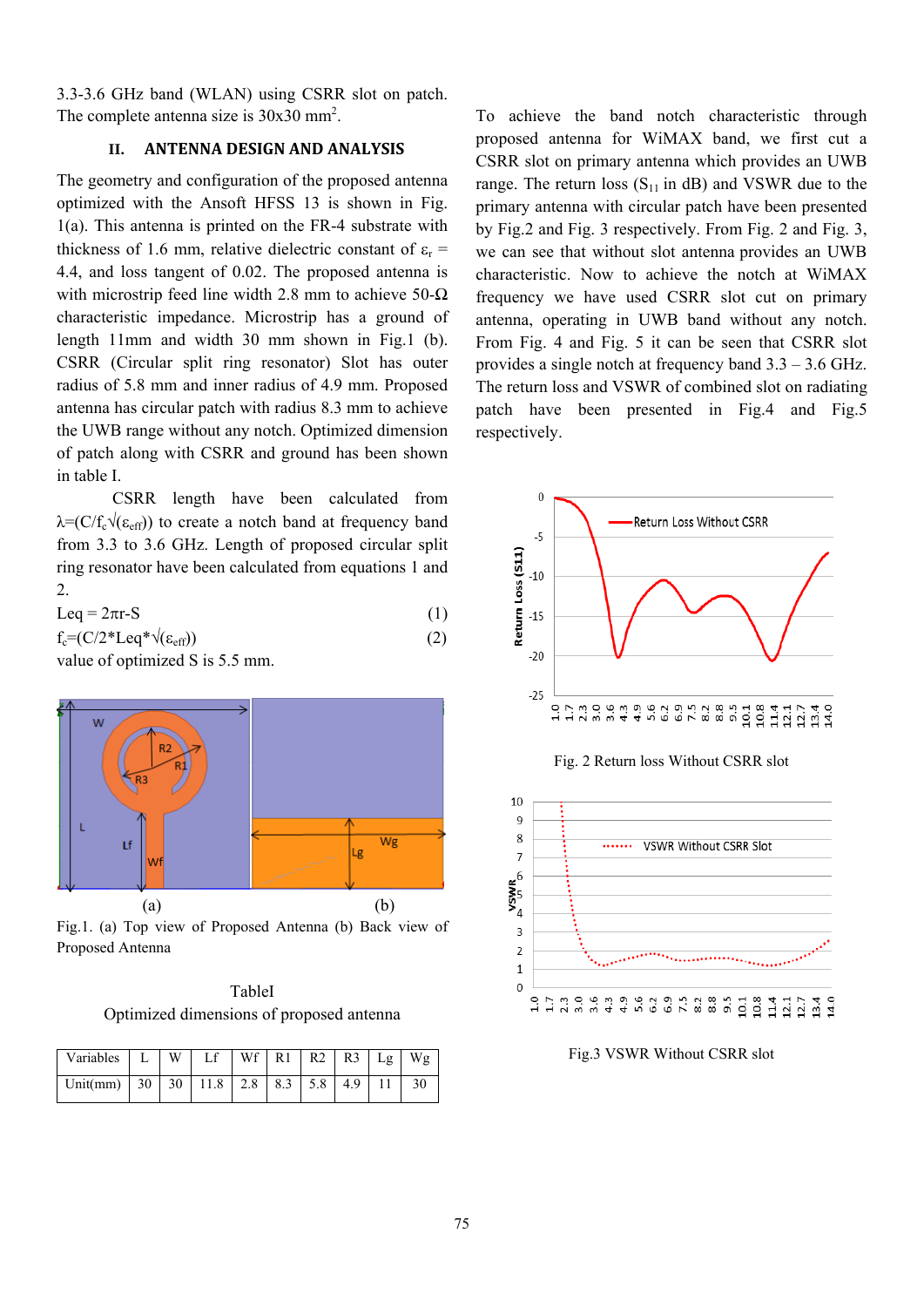3.3-3.6 GHz band (WLAN) using CSRR slot on patch. The complete antenna size is 30x30 mm$^2$.

## II. ANTENNA DESIGN AND ANALYSIS

The geometry and configuration of the proposed antenna optimized with the Ansoft HFSS 13 is shown in Fig. 1(a). This antenna is printed on the FR-4 substrate with thickness of 1.6 mm, relative dielectric constant of $\varepsilon_r$ = 4.4, and loss tangent of 0.02. The proposed antenna is with microstrip feed line width 2.8 mm to achieve 50-Ω characteristic impedance. Microstrip has a ground of length 11mm and width 30 mm shown in Fig.1 (b). CSRR (Circular split ring resonator) Slot has outer radius of 5.8 mm and inner radius of 4.9 mm. Proposed antenna has circular patch with radius 8.3 mm to achieve the UWB range without any notch. Optimized dimension of patch along with CSRR and ground has been shown in table I.

CSRR length have been calculated from $\lambda=(C/f_c\sqrt{(\varepsilon_{eff})})$ to create a notch band at frequency band from 3.3 to 3.6 GHz. Length of proposed circular split ring resonator have been calculated from equations 1 and 2.

$$L_{eq} = 2\pi r - S \tag{1}$$

$$f_c = (C/2 * L_{eq} * \sqrt{(\varepsilon_{eff})}) \tag{2}$$

value of optimized S is 5.5 mm.

Fig.1. (a) Top view of Proposed Antenna (b) Back view of Proposed Antenna

TableI

Optimized dimensions of proposed antenna

| Variables | L | W | Lf | Wf | R1 | R2 | R3 | Lg | Wg |
|---|---|---|---|---|---|---|---|---|---|
| Unit(mm) | 30 | 30 | 11.8 | 2.8 | 8.3 | 5.8 | 4.9 | 11 | 30 |

To achieve the band notch characteristic through proposed antenna for WiMAX band, we first cut a CSRR slot on primary antenna which provides an UWB range. The return loss ($S_{11}$ in dB) and VSWR due to the primary antenna with circular patch have been presented by Fig.2 and Fig. 3 respectively. From Fig. 2 and Fig. 3, we can see that without slot antenna provides an UWB characteristic. Now to achieve the notch at WiMAX frequency we have used CSRR slot cut on primary antenna, operating in UWB band without any notch. From Fig. 4 and Fig. 5 it can be seen that CSRR slot provides a single notch at frequency band 3.3 – 3.6 GHz. The return loss and VSWR of combined slot on radiating patch have been presented in Fig.4 and Fig.5 respectively.

Fig. 2 Return loss Without CSRR slot

Fig.3 VSWR Without CSRR slot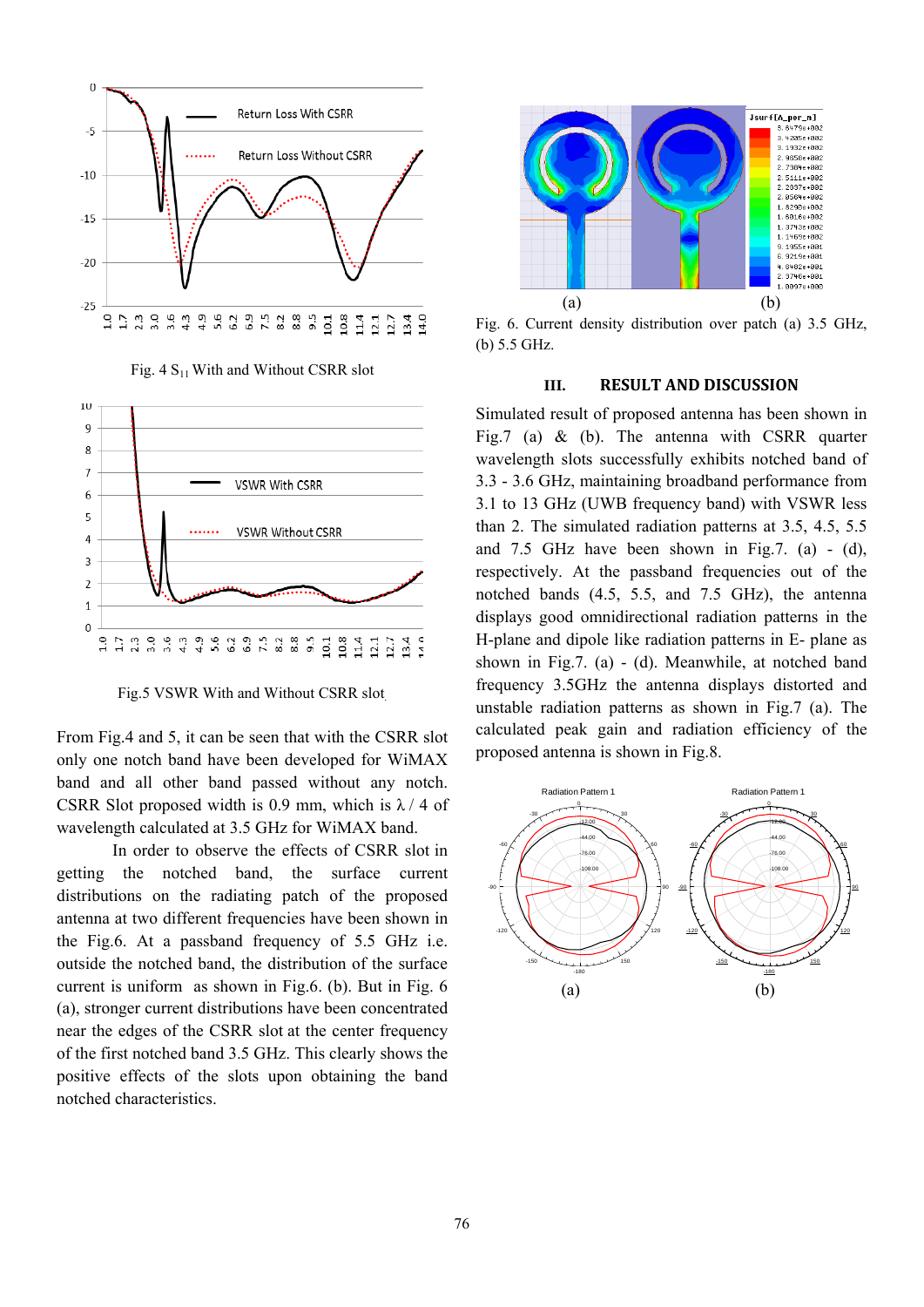Fig. 4 $S_{11}$ With and Without CSRR slot

Fig.5 VSWR With and Without CSRR slot

From Fig.4 and 5, it can be seen that with the CSRR slot only one notch band have been developed for WiMAX band and all other band passed without any notch. CSRR Slot proposed width is 0.9 mm, which is $\lambda$ / 4 of wavelength calculated at 3.5 GHz for WiMAX band.

In order to observe the effects of CSRR slot in getting the notched band, the surface current distributions on the radiating patch of the proposed antenna at two different frequencies have been shown in the Fig.6. At a passband frequency of 5.5 GHz i.e. outside the notched band, the distribution of the surface current is uniform as shown in Fig.6. (b). But in Fig. 6 (a), stronger current distributions have been concentrated near the edges of the CSRR slot at the center frequency of the first notched band 3.5 GHz. This clearly shows the positive effects of the slots upon obtaining the band notched characteristics.

Fig. 6. Current density distribution over patch (a) 3.5 GHz, (b) 5.5 GHz.

## III. RESULT AND DISCUSSION

Simulated result of proposed antenna has been shown in Fig.7 (a) & (b). The antenna with CSRR quarter wavelength slots successfully exhibits notched band of 3.3 - 3.6 GHz, maintaining broadband performance from 3.1 to 13 GHz (UWB frequency band) with VSWR less than 2. The simulated radiation patterns at 3.5, 4.5, 5.5 and 7.5 GHz have been shown in Fig.7. (a) - (d), respectively. At the passband frequencies out of the notched bands (4.5, 5.5, and 7.5 GHz), the antenna displays good omnidirectional radiation patterns in the H-plane and dipole like radiation patterns in E- plane as shown in Fig.7. (a) - (d). Meanwhile, at notched band frequency 3.5GHz the antenna displays distorted and unstable radiation patterns as shown in Fig.7 (a). The calculated peak gain and radiation efficiency of the proposed antenna is shown in Fig.8.

(a) (b)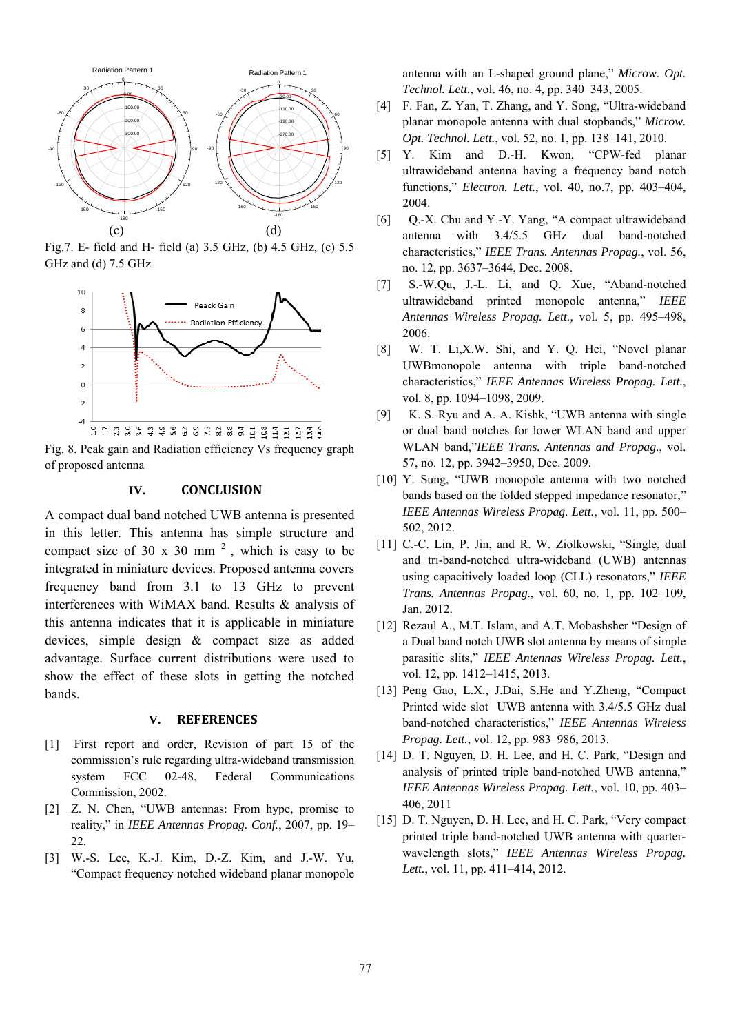Radiation Pattern 1

Radiation Pattern 1

(c)

(d)

Fig.7. E- field and H- field (a) 3.5 GHz, (b) 4.5 GHz, (c) 5.5 GHz and (d) 7.5 GHz

Peack Gain

Radiation Efficiency

Fig. 8. Peak gain and Radiation efficiency Vs frequency graph of proposed antenna

## IV. CONCLUSION

A compact dual band notched UWB antenna is presented in this letter. This antenna has simple structure and compact size of 30 x 30 mm $^2$ , which is easy to be integrated in miniature devices. Proposed antenna covers frequency band from 3.1 to 13 GHz to prevent interferences with WiMAX band. Results & analysis of this antenna indicates that it is applicable in miniature devices, simple design & compact size as added advantage. Surface current distributions were used to show the effect of these slots in getting the notched bands.

## V. REFERENCES

[1] First report and order, Revision of part 15 of the commission's rule regarding ultra-wideband transmission system FCC 02-48, Federal Communications Commission, 2002.

[2] Z. N. Chen, "UWB antennas: From hype, promise to reality," in *IEEE Antennas Propag. Conf.*, 2007, pp. 19–22.

[3] W.-S. Lee, K.-J. Kim, D.-Z. Kim, and J.-W. Yu, "Compact frequency notched wideband planar monopole antenna with an L-shaped ground plane," *Microw. Opt. Technol. Lett.*, vol. 46, no. 4, pp. 340–343, 2005.

[4] F. Fan, Z. Yan, T. Zhang, and Y. Song, "Ultra-wideband planar monopole antenna with dual stopbands," *Microw. Opt. Technol. Lett.*, vol. 52, no. 1, pp. 138–141, 2010.

[5] Y. Kim and D.-H. Kwon, "CPW-fed planar ultrawideband antenna having a frequency band notch functions," *Electron. Lett.*, vol. 40, no.7, pp. 403–404, 2004.

[6] Q.-X. Chu and Y.-Y. Yang, "A compact ultrawideband antenna with 3.4/5.5 GHz dual band-notched characteristics," *IEEE Trans. Antennas Propag.*, vol. 56, no. 12, pp. 3637–3644, Dec. 2008.

[7] S.-W.Qu, J.-L. Li, and Q. Xue, "Aband-notched ultrawideband printed monopole antenna," *IEEE Antennas Wireless Propag. Lett.,* vol. 5, pp. 495–498, 2006.

[8] W. T. Li,X.W. Shi, and Y. Q. Hei, "Novel planar UWBmonopole antenna with triple band-notched characteristics," *IEEE Antennas Wireless Propag. Lett.*, vol. 8, pp. 1094–1098, 2009.

[9] K. S. Ryu and A. A. Kishk, "UWB antenna with single or dual band notches for lower WLAN band and upper WLAN band,"*IEEE Trans. Antennas and Propag.*, vol. 57, no. 12, pp. 3942–3950, Dec. 2009.

[10] Y. Sung, "UWB monopole antenna with two notched bands based on the folded stepped impedance resonator," *IEEE Antennas Wireless Propag. Lett.*, vol. 11, pp. 500–502, 2012.

[11] C.-C. Lin, P. Jin, and R. W. Ziolkowski, "Single, dual and tri-band-notched ultra-wideband (UWB) antennas using capacitively loaded loop (CLL) resonators," *IEEE Trans. Antennas Propag.*, vol. 60, no. 1, pp. 102–109, Jan. 2012.

[12] Rezaul A., M.T. Islam, and A.T. Mobashsher "Design of a Dual band notch UWB slot antenna by means of simple parasitic slits," *IEEE Antennas Wireless Propag. Lett.*, vol. 12, pp. 1412–1415, 2013.

[13] Peng Gao, L.X., J.Dai, S.He and Y.Zheng, "Compact Printed wide slot UWB antenna with 3.4/5.5 GHz dual band-notched characteristics," *IEEE Antennas Wireless Propag. Lett.*, vol. 12, pp. 983–986, 2013.

[14] D. T. Nguyen, D. H. Lee, and H. C. Park, "Design and analysis of printed triple band-notched UWB antenna," *IEEE Antennas Wireless Propag. Lett.*, vol. 10, pp. 403–406, 2011

[15] D. T. Nguyen, D. H. Lee, and H. C. Park, "Very compact printed triple band-notched UWB antenna with quarter-wavelength slots," *IEEE Antennas Wireless Propag. Lett.*, vol. 11, pp. 411–414, 2012.